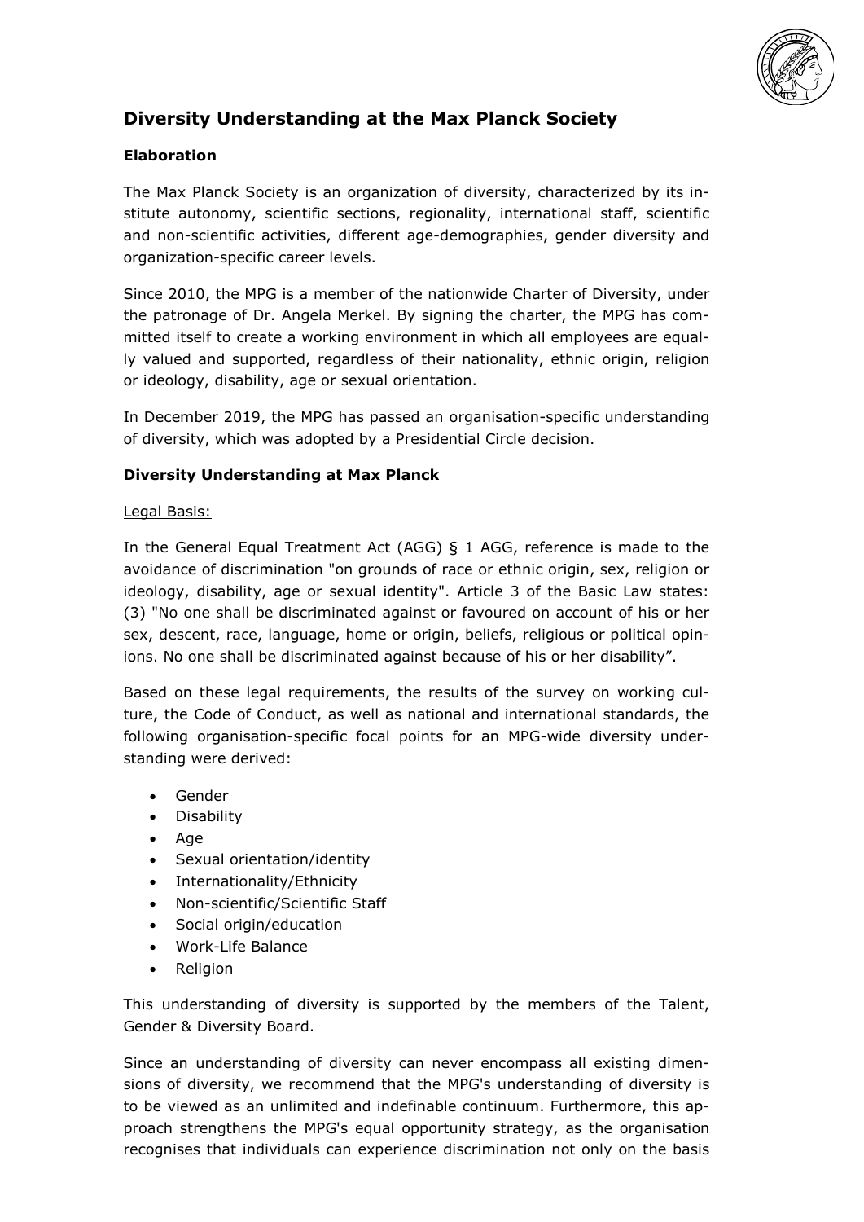# Diversity Understanding at the Max Planck Society

## Elaboration

The Max Planck Society is an organization of diversity, characterized by its institute autonomy, scientific sections, regionality, international staff, scientific and non-scientific activities, different age-demographies, gender diversity and organization-specific career levels.

Since 2010, the MPG is a member of the nationwide Charter of Diversity, under the patronage of Dr. Angela Merkel. By signing the charter, the MPG has committed itself to create a working environment in which all employees are equally valued and supported, regardless of their nationality, ethnic origin, religion or ideology, disability, age or sexual orientation.

In December 2019, the MPG has passed an organisation-specific understanding of diversity, which was adopted by a Presidential Circle decision.

## Diversity Understanding at Max Planck

Legal Basis:

In the General Equal Treatment Act (AGG) § 1 AGG, reference is made to the avoidance of discrimination "on grounds of race or ethnic origin, sex, religion or ideology, disability, age or sexual identity". Article 3 of the Basic Law states: (3) "No one shall be discriminated against or favoured on account of his or her sex, descent, race, language, home or origin, beliefs, religious or political opinions. No one shall be discriminated against because of his or her disability".

Based on these legal requirements, the results of the survey on working culture, the Code of Conduct, as well as national and international standards, the following organisation-specific focal points for an MPG-wide diversity understanding were derived:

- Gender
- Disability
- Age
- Sexual orientation/identity
- Internationality/Ethnicity
- Non-scientific/Scientific Staff
- Social origin/education
- Work-Life Balance
- Religion

This understanding of diversity is supported by the members of the Talent, Gender & Diversity Board.

Since an understanding of diversity can never encompass all existing dimensions of diversity, we recommend that the MPG's understanding of diversity is to be viewed as an unlimited and indefinable continuum. Furthermore, this approach strengthens the MPG's equal opportunity strategy, as the organisation recognises that individuals can experience discrimination not only on the basis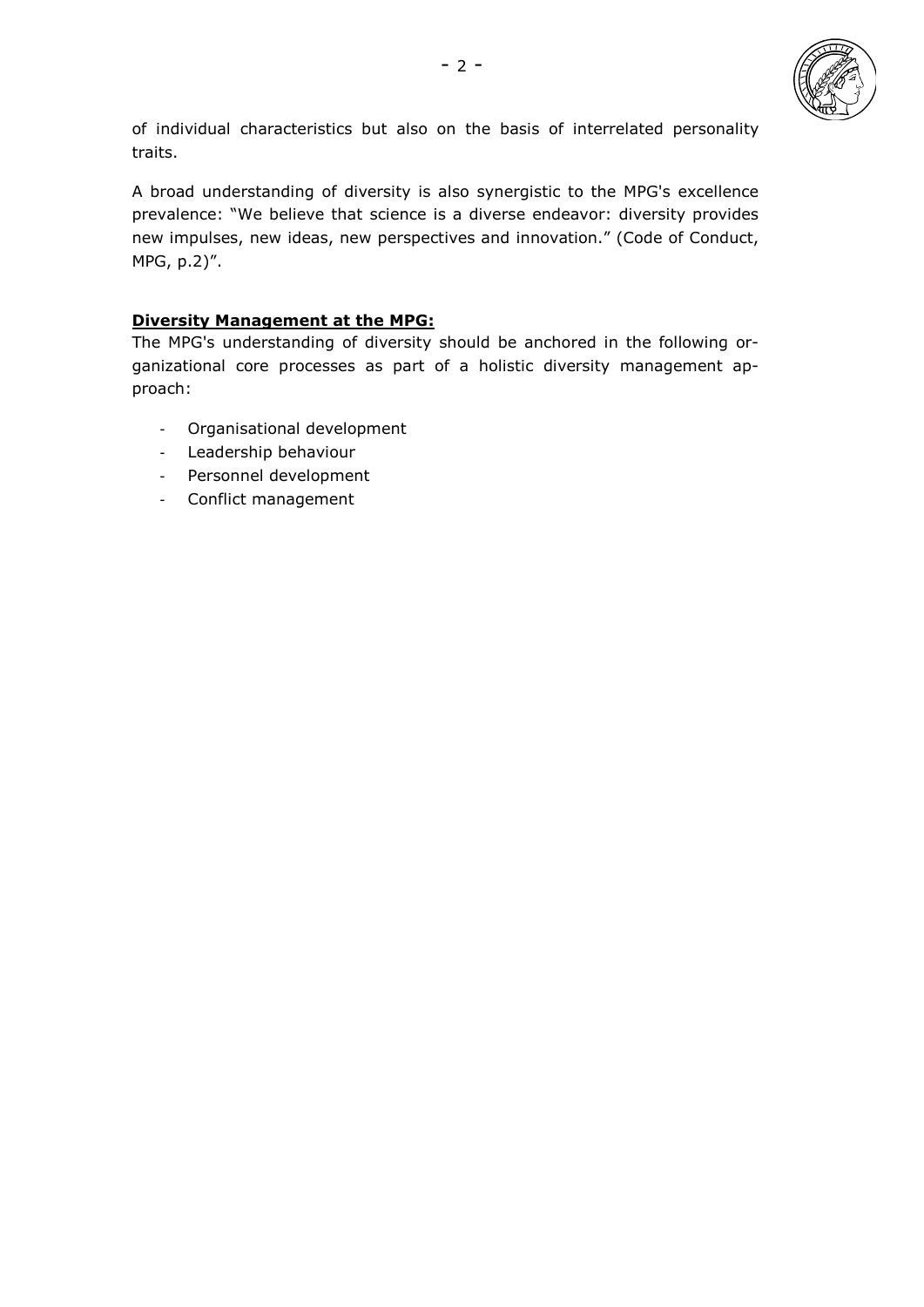of individual characteristics but also on the basis of interrelated personality traits.

A broad understanding of diversity is also synergistic to the MPG's excellence prevalence: "We believe that science is a diverse endeavor: diversity provides new impulses, new ideas, new perspectives and innovation." (Code of Conduct, MPG, p.2)".

**Diversity Management at the MPG:**

The MPG's understanding of diversity should be anchored in the following organizational core processes as part of a holistic diversity management approach:

- Organisational development
- Leadership behaviour
- Personnel development
- Conflict management